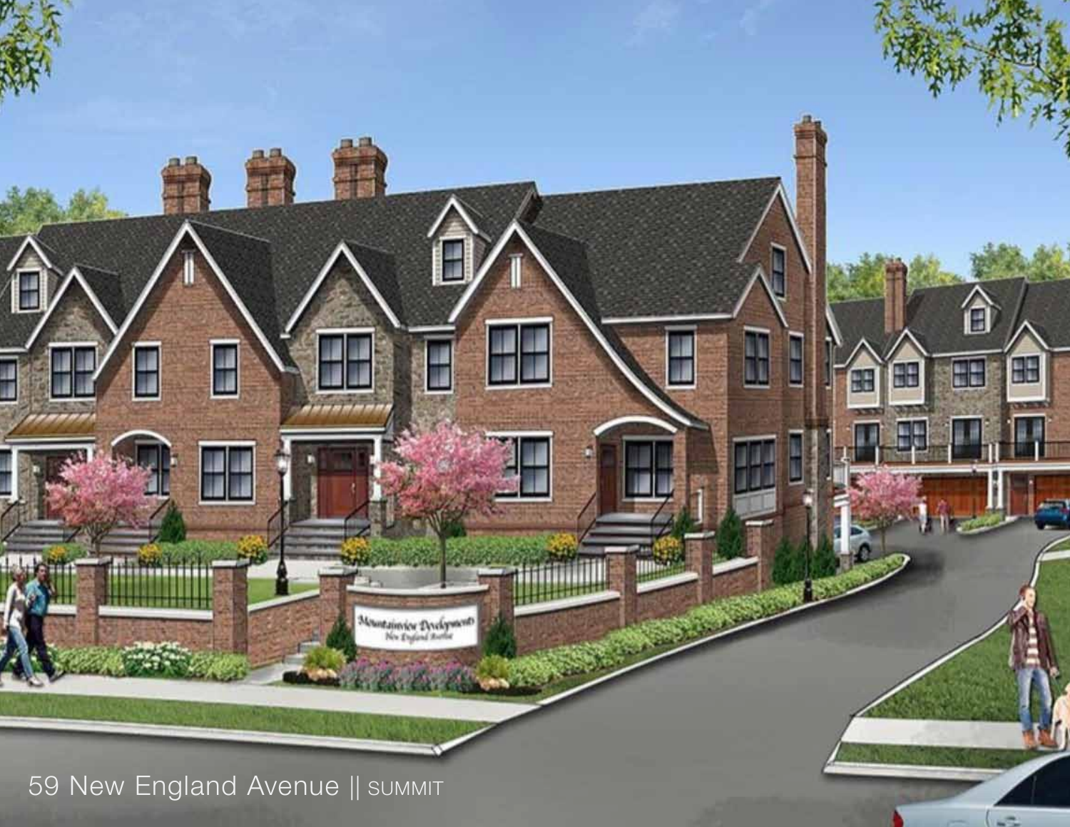59 New England Avenue || SUMMIT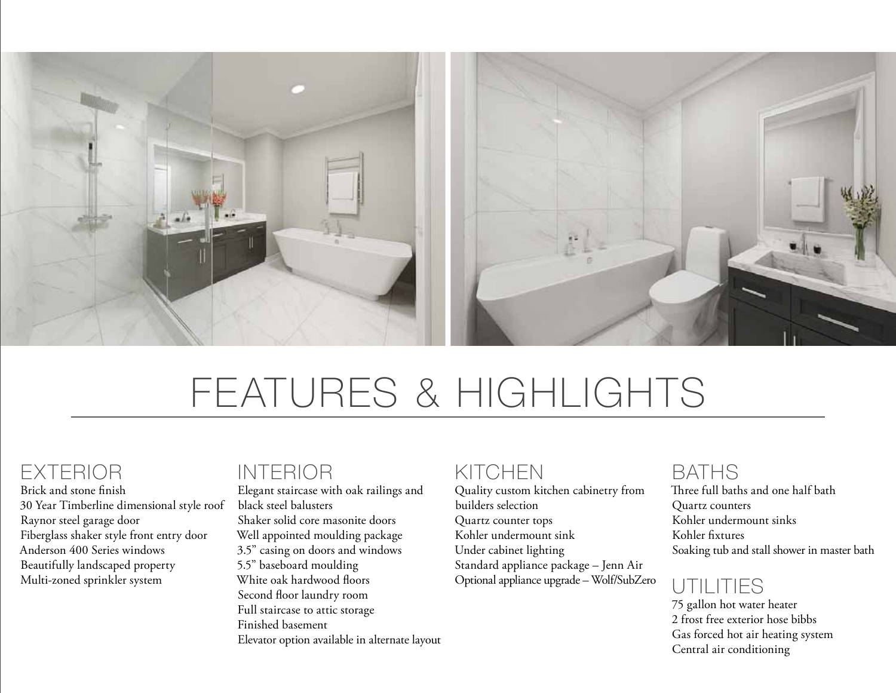# FEATURES & HIGHLIGHTS

## EXTERIOR

Brick and stone finish
30 Year Timberline dimensional style roof
Raynor steel garage door
Fiberglass shaker style front entry door
Anderson 400 Series windows
Beautifully landscaped property
Multi-zoned sprinkler system

## INTERIOR

Elegant staircase with oak railings and black steel balusters
Shaker solid core masonite doors
Well appointed moulding package
3.5" casing on doors and windows
5.5" baseboard moulding
White oak hardwood floors
Second floor laundry room
Full staircase to attic storage
Finished basement
Elevator option available in alternate layout

## KITCHEN

Quality custom kitchen cabinetry from builders selection
Quartz counter tops
Kohler undermount sink
Under cabinet lighting
Standard appliance package – Jenn Air
Optional appliance upgrade – Wolf/SubZero

## BATHS

Three full baths and one half bath
Quartz counters
Kohler undermount sinks
Kohler fixtures
Soaking tub and stall shower in master bath

## UTILITIES

75 gallon hot water heater
2 frost free exterior hose bibbs
Gas forced hot air heating system
Central air conditioning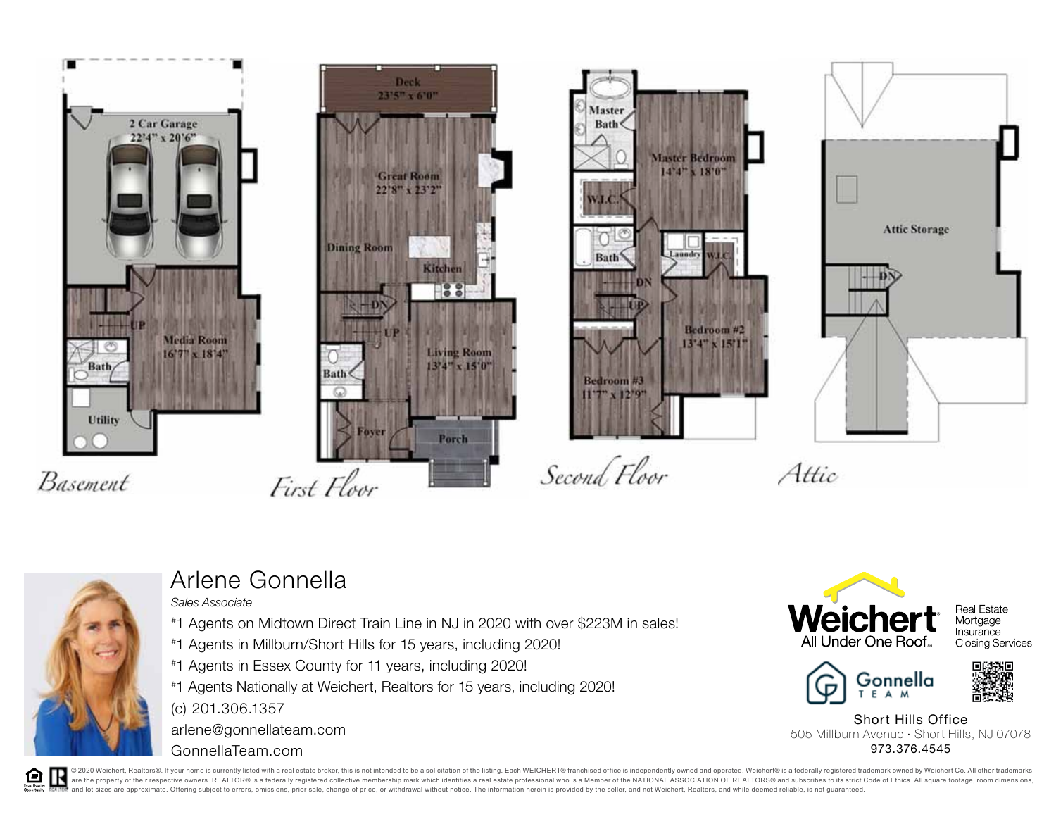## Basement

2 Car Garage
22'4" x 20'6"

UP

Media Room
16'7" x 18'4"

Bath

Utility

## First Floor

Deck
23'5" x 6'0"

Great Room
22'8" x 23'2"

Dining Room

Kitchen

DN

UP

Bath

Living Room
13'4" x 15'0"

Foyer

Porch

## Second Floor

Master Bath

Master Bedroom
14'4" x 18'0"

W.I.C.

Bath

Laundry

W.I.C.

DN

UP

Bedroom #2
13'4" x 15'1"

Bedroom #3
11'7" x 12'9"

## Attic

Attic Storage

DN

---

**Arlene Gonnella**

*Sales Associate*

[#]1 Agents on Midtown Direct Train Line in NJ in 2020 with over $223M in sales!

[#]1 Agents in Millburn/Short Hills for 15 years, including 2020!

[#]1 Agents in Essex County for 11 years, including 2020!

[#]1 Agents Nationally at Weichert, Realtors for 15 years, including 2020!

(c) 201.306.1357

arlene@gonnellateam.com

GonnellaTeam.com

Weichert® All Under One Roof.℠

Real Estate
Mortgage
Insurance
Closing Services

Gonnella TEAM

Short Hills Office
505 Millburn Avenue · Short Hills, NJ 07078
973.376.4545

© 2020 Weichert, Realtors®. If your home is currently listed with a real estate broker, this is not intended to be a solicitation of the listing. Each WEICHERT® franchised office is independently owned and operated. Weichert® is a federally registered trademark owned by Weichert Co. All other trademarks are the property of their respective owners. REALTOR® is a federally registered collective membership mark which identifies a real estate professional who is a Member of the NATIONAL ASSOCIATION OF REALTORS® and subscribes to its strict Code of Ethics. All square footage, room dimensions, and lot sizes are approximate. Offering subject to errors, omissions, prior sale, change of price, or withdrawal without notice. The information herein is provided by the seller, and not Weichert, Realtors, and while deemed reliable, is not guaranteed.